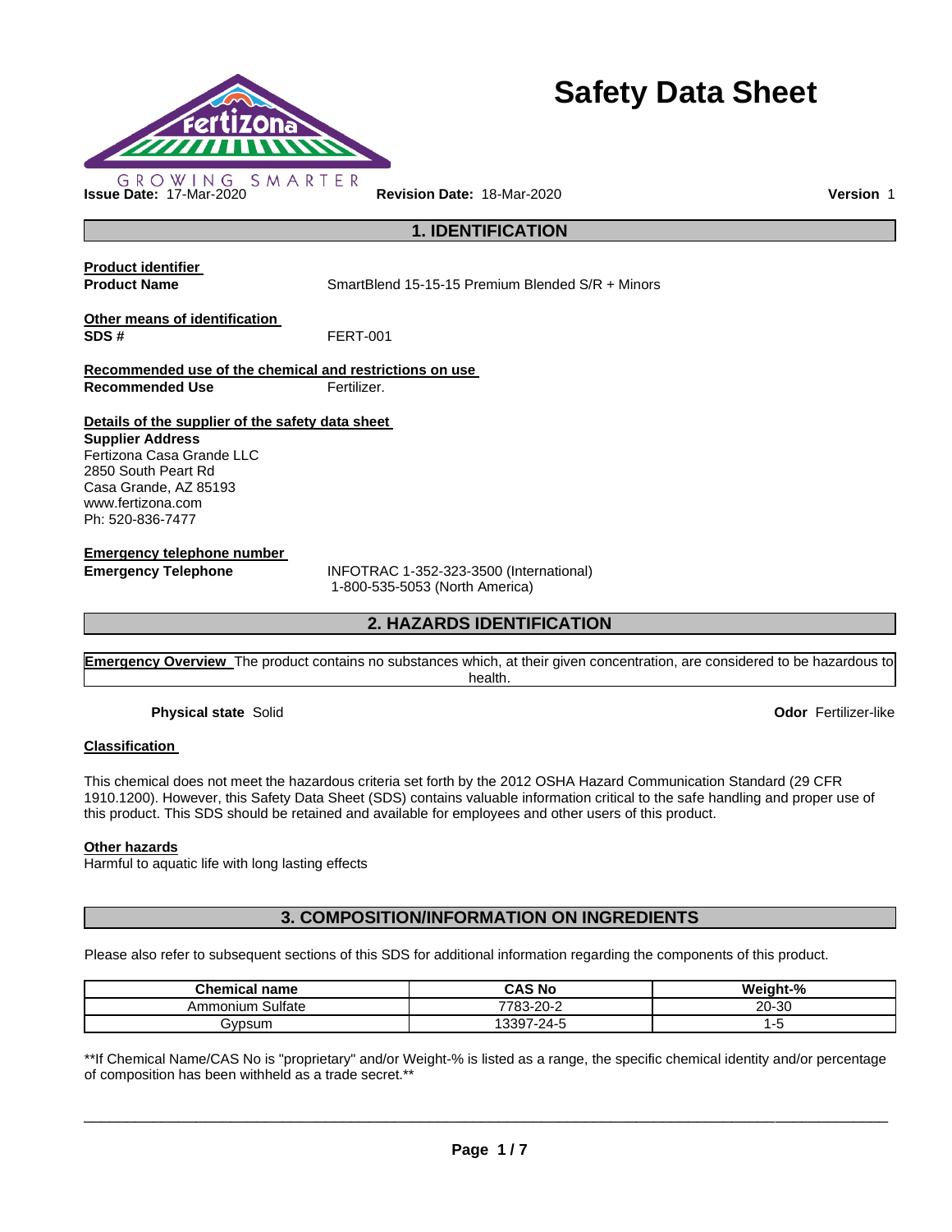GROWING SMARTER

# Safety Data Sheet

**Issue Date:** 17-Mar-2020 **Revision Date:** 18-Mar-2020 **Version** 1

## 1. IDENTIFICATION

**Product identifier**

**Product Name** SmartBlend 15-15-15 Premium Blended S/R + Minors

**Other means of identification**

**SDS #** FERT-001

**Recommended use of the chemical and restrictions on use**

**Recommended Use** Fertilizer.

**Details of the supplier of the safety data sheet**

**Supplier Address**
Fertizona Casa Grande LLC
2850 South Peart Rd
Casa Grande, AZ 85193
www.fertizona.com
Ph: 520-836-7477

**Emergency telephone number**

**Emergency Telephone** INFOTRAC 1-352-323-3500 (International)
1-800-535-5053 (North America)

## 2. HAZARDS IDENTIFICATION

**Emergency Overview** The product contains no substances which, at their given concentration, are considered to be hazardous to health.

**Physical state** Solid **Odor** Fertilizer-like

**Classification**

This chemical does not meet the hazardous criteria set forth by the 2012 OSHA Hazard Communication Standard (29 CFR 1910.1200). However, this Safety Data Sheet (SDS) contains valuable information critical to the safe handling and proper use of this product. This SDS should be retained and available for employees and other users of this product.

**Other hazards**

Harmful to aquatic life with long lasting effects

## 3. COMPOSITION/INFORMATION ON INGREDIENTS

Please also refer to subsequent sections of this SDS for additional information regarding the components of this product.

| Chemical name | CAS No | Weight-% |
|---|---|---|
| Ammonium Sulfate | 7783-20-2 | 20-30 |
| Gypsum | 13397-24-5 | 1-5 |

**If Chemical Name/CAS No is "proprietary" and/or Weight-% is listed as a range, the specific chemical identity and/or percentage of composition has been withheld as a trade secret.**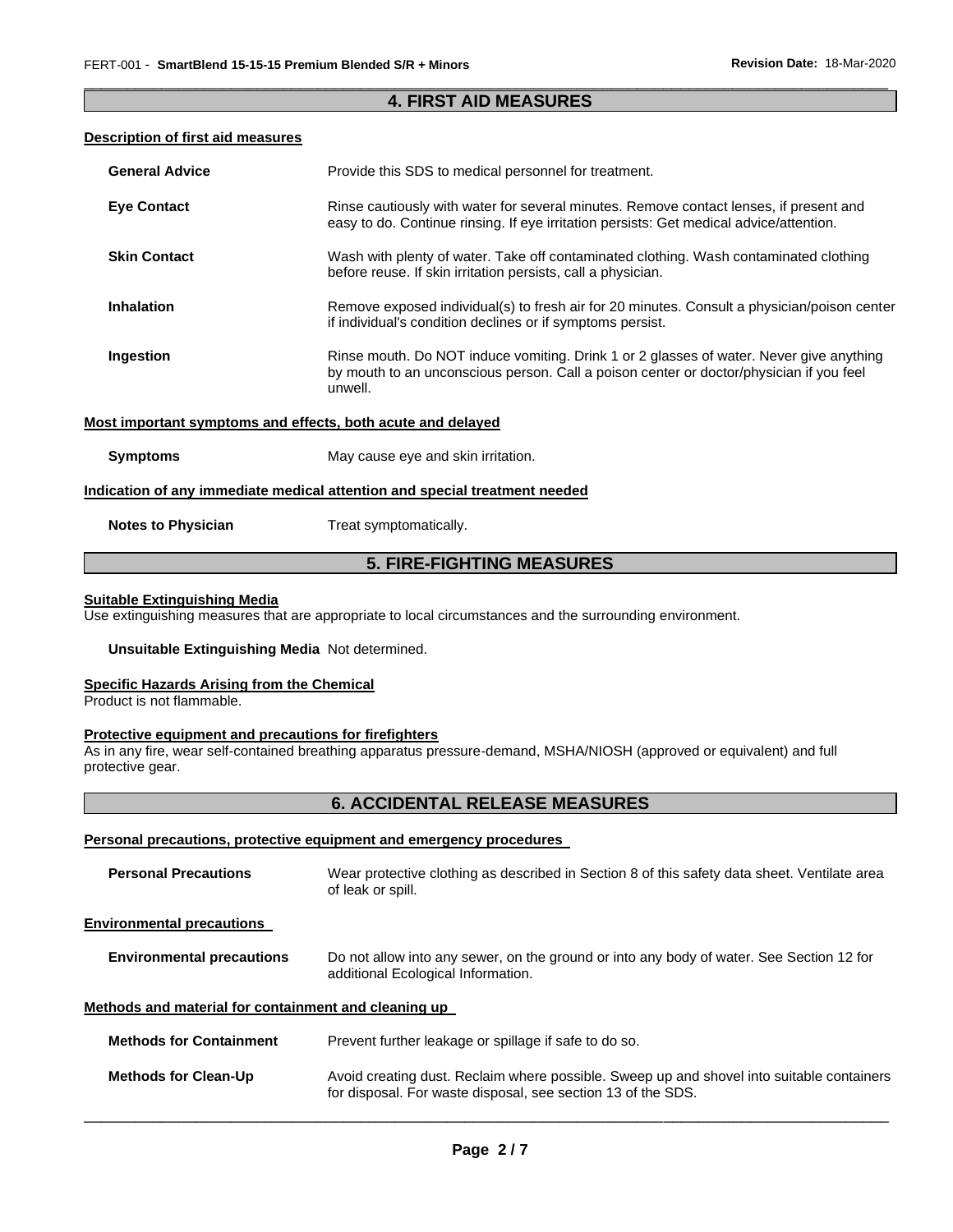## 4. FIRST AID MEASURES

### Description of first aid measures

**General Advice** Provide this SDS to medical personnel for treatment.

**Eye Contact** Rinse cautiously with water for several minutes. Remove contact lenses, if present and easy to do. Continue rinsing. If eye irritation persists: Get medical advice/attention.

**Skin Contact** Wash with plenty of water. Take off contaminated clothing. Wash contaminated clothing before reuse. If skin irritation persists, call a physician.

**Inhalation** Remove exposed individual(s) to fresh air for 20 minutes. Consult a physician/poison center if individual's condition declines or if symptoms persist.

**Ingestion** Rinse mouth. Do NOT induce vomiting. Drink 1 or 2 glasses of water. Never give anything by mouth to an unconscious person. Call a poison center or doctor/physician if you feel unwell.

### Most important symptoms and effects, both acute and delayed

**Symptoms** May cause eye and skin irritation.

### Indication of any immediate medical attention and special treatment needed

**Notes to Physician** Treat symptomatically.

## 5. FIRE-FIGHTING MEASURES

### Suitable Extinguishing Media

Use extinguishing measures that are appropriate to local circumstances and the surrounding environment.

**Unsuitable Extinguishing Media** Not determined.

### Specific Hazards Arising from the Chemical

Product is not flammable.

### Protective equipment and precautions for firefighters

As in any fire, wear self-contained breathing apparatus pressure-demand, MSHA/NIOSH (approved or equivalent) and full protective gear.

## 6. ACCIDENTAL RELEASE MEASURES

### Personal precautions, protective equipment and emergency procedures

**Personal Precautions** Wear protective clothing as described in Section 8 of this safety data sheet. Ventilate area of leak or spill.

### Environmental precautions

**Environmental precautions** Do not allow into any sewer, on the ground or into any body of water. See Section 12 for additional Ecological Information.

### Methods and material for containment and cleaning up

**Methods for Containment** Prevent further leakage or spillage if safe to do so.

**Methods for Clean-Up** Avoid creating dust. Reclaim where possible. Sweep up and shovel into suitable containers for disposal. For waste disposal, see section 13 of the SDS.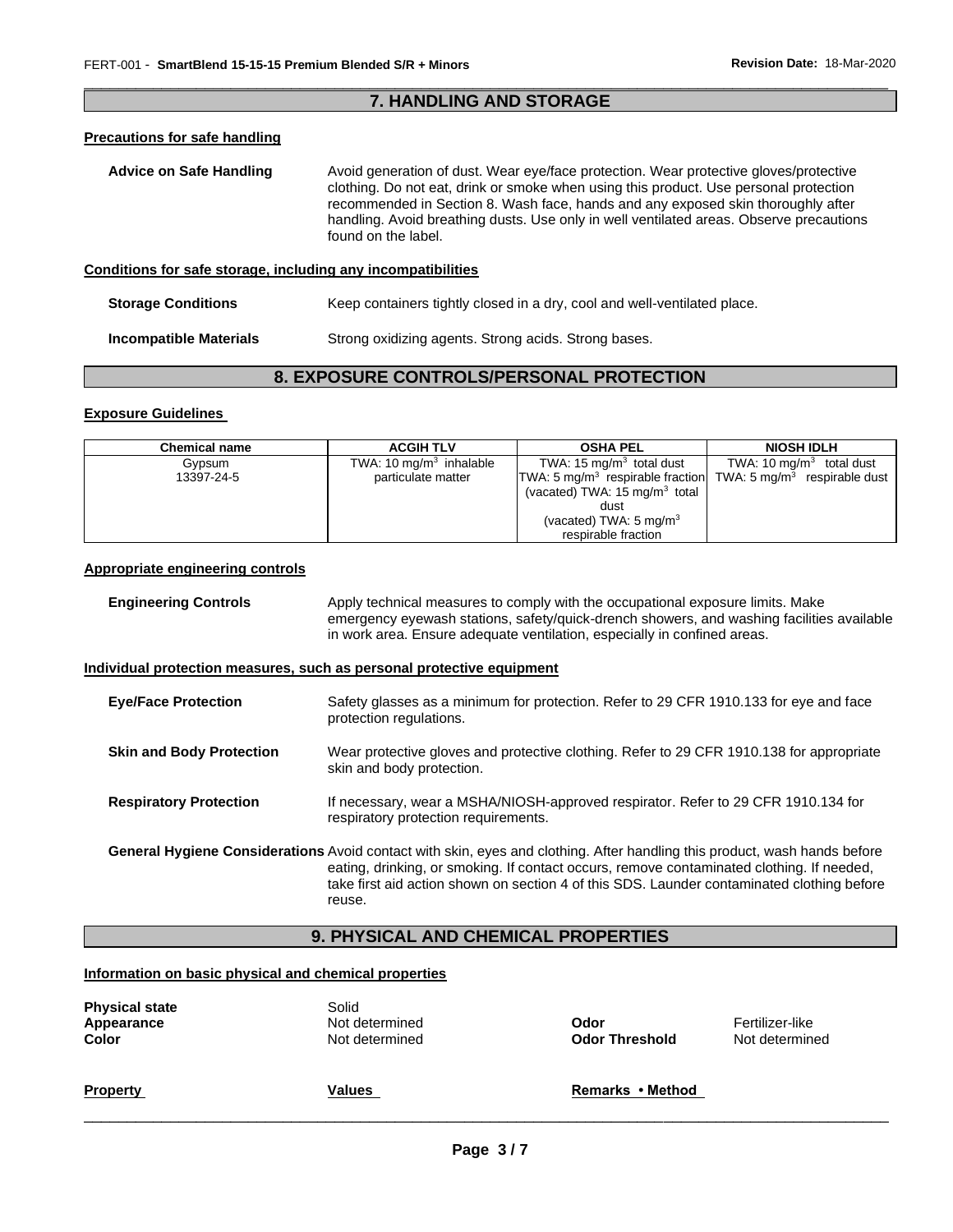## 7. HANDLING AND STORAGE

### Precautions for safe handling

**Advice on Safe Handling** Avoid generation of dust. Wear eye/face protection. Wear protective gloves/protective clothing. Do not eat, drink or smoke when using this product. Use personal protection recommended in Section 8. Wash face, hands and any exposed skin thoroughly after handling. Avoid breathing dusts. Use only in well ventilated areas. Observe precautions found on the label.

### Conditions for safe storage, including any incompatibilities

**Storage Conditions** Keep containers tightly closed in a dry, cool and well-ventilated place.

**Incompatible Materials** Strong oxidizing agents. Strong acids. Strong bases.

## 8. EXPOSURE CONTROLS/PERSONAL PROTECTION

### Exposure Guidelines

| Chemical name | ACGIH TLV | OSHA PEL | NIOSH IDLH |
|---|---|---|---|
| Gypsum<br>13397-24-5 | TWA: 10 $mg/m^3$ inhalable particulate matter | TWA: 15 $mg/m^3$ total dust<br>TWA: 5 $mg/m^3$ respirable fraction<br>(vacated) TWA: 15 $mg/m^3$ total dust<br>(vacated) TWA: 5 $mg/m^3$ respirable fraction | TWA: 10 $mg/m^3$ total dust<br>TWA: 5 $mg/m^3$ respirable dust |

### Appropriate engineering controls

**Engineering Controls** Apply technical measures to comply with the occupational exposure limits. Make emergency eyewash stations, safety/quick-drench showers, and washing facilities available in work area. Ensure adequate ventilation, especially in confined areas.

### Individual protection measures, such as personal protective equipment

**Eye/Face Protection** Safety glasses as a minimum for protection. Refer to 29 CFR 1910.133 for eye and face protection regulations.

**Skin and Body Protection** Wear protective gloves and protective clothing. Refer to 29 CFR 1910.138 for appropriate skin and body protection.

**Respiratory Protection** If necessary, wear a MSHA/NIOSH-approved respirator. Refer to 29 CFR 1910.134 for respiratory protection requirements.

**General Hygiene Considerations** Avoid contact with skin, eyes and clothing. After handling this product, wash hands before eating, drinking, or smoking. If contact occurs, remove contaminated clothing. If needed, take first aid action shown on section 4 of this SDS. Launder contaminated clothing before reuse.

## 9. PHYSICAL AND CHEMICAL PROPERTIES

### Information on basic physical and chemical properties

**Physical state** Solid

**Appearance** Not determined  **Odor** Fertilizer-like

**Color** Not determined  **Odor Threshold** Not determined

| Property | Values | Remarks • Method |
|---|---|---|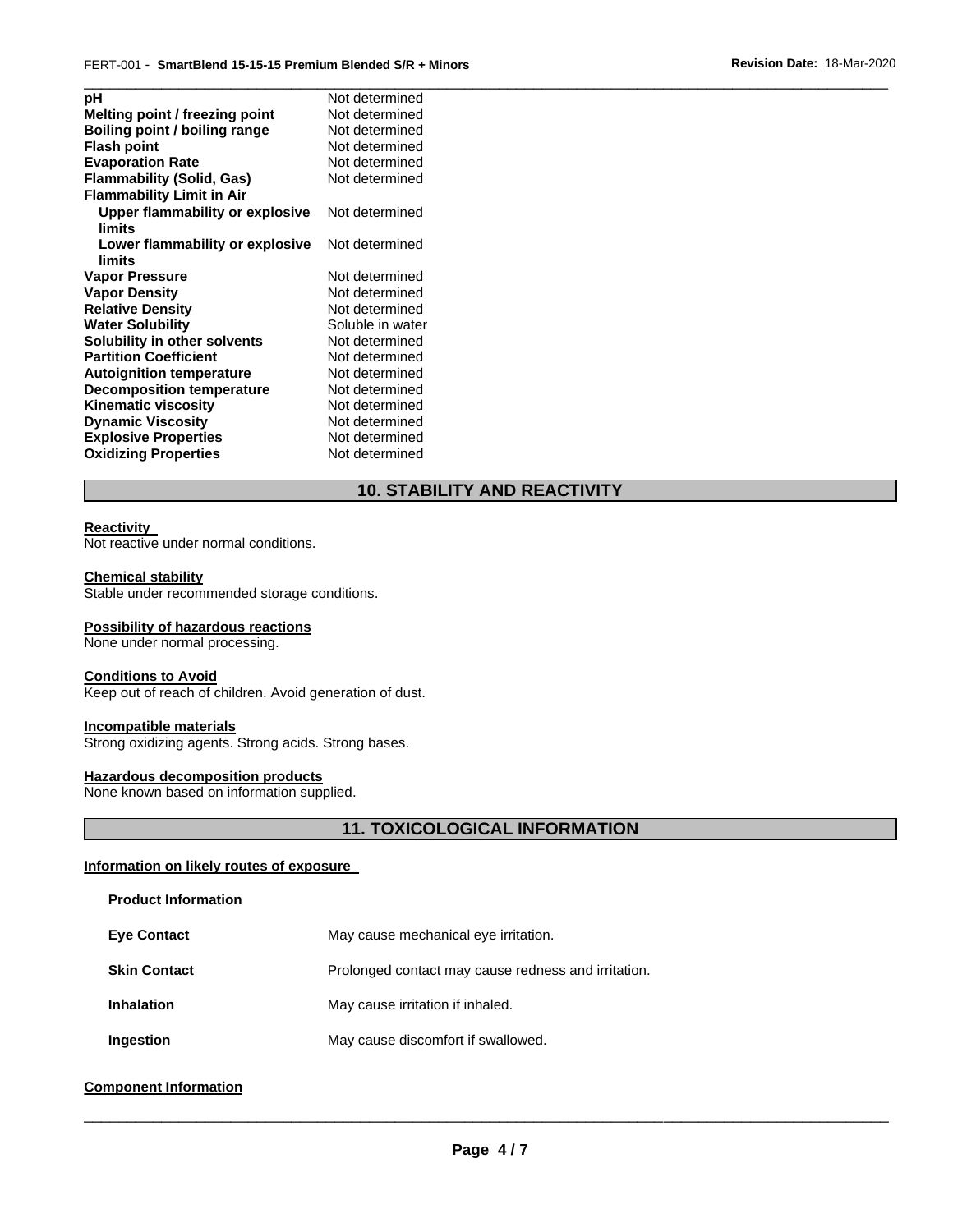| Property | Value |
| --- | --- |
| **pH** | Not determined |
| **Melting point / freezing point** | Not determined |
| **Boiling point / boiling range** | Not determined |
| **Flash point** | Not determined |
| **Evaporation Rate** | Not determined |
| **Flammability (Solid, Gas)** | Not determined |
| **Flammability Limit in Air** | |
| **Upper flammability or explosive limits** | Not determined |
| **Lower flammability or explosive limits** | Not determined |
| **Vapor Pressure** | Not determined |
| **Vapor Density** | Not determined |
| **Relative Density** | Not determined |
| **Water Solubility** | Soluble in water |
| **Solubility in other solvents** | Not determined |
| **Partition Coefficient** | Not determined |
| **Autoignition temperature** | Not determined |
| **Decomposition temperature** | Not determined |
| **Kinematic viscosity** | Not determined |
| **Dynamic Viscosity** | Not determined |
| **Explosive Properties** | Not determined |
| **Oxidizing Properties** | Not determined |

## 10. STABILITY AND REACTIVITY

**Reactivity**

Not reactive under normal conditions.

**Chemical stability**

Stable under recommended storage conditions.

**Possibility of hazardous reactions**

None under normal processing.

**Conditions to Avoid**

Keep out of reach of children. Avoid generation of dust.

**Incompatible materials**

Strong oxidizing agents. Strong acids. Strong bases.

**Hazardous decomposition products**

None known based on information supplied.

## 11. TOXICOLOGICAL INFORMATION

**Information on likely routes of exposure**

**Product Information**

| | |
| --- | --- |
| **Eye Contact** | May cause mechanical eye irritation. |
| **Skin Contact** | Prolonged contact may cause redness and irritation. |
| **Inhalation** | May cause irritation if inhaled. |
| **Ingestion** | May cause discomfort if swallowed. |

**Component Information**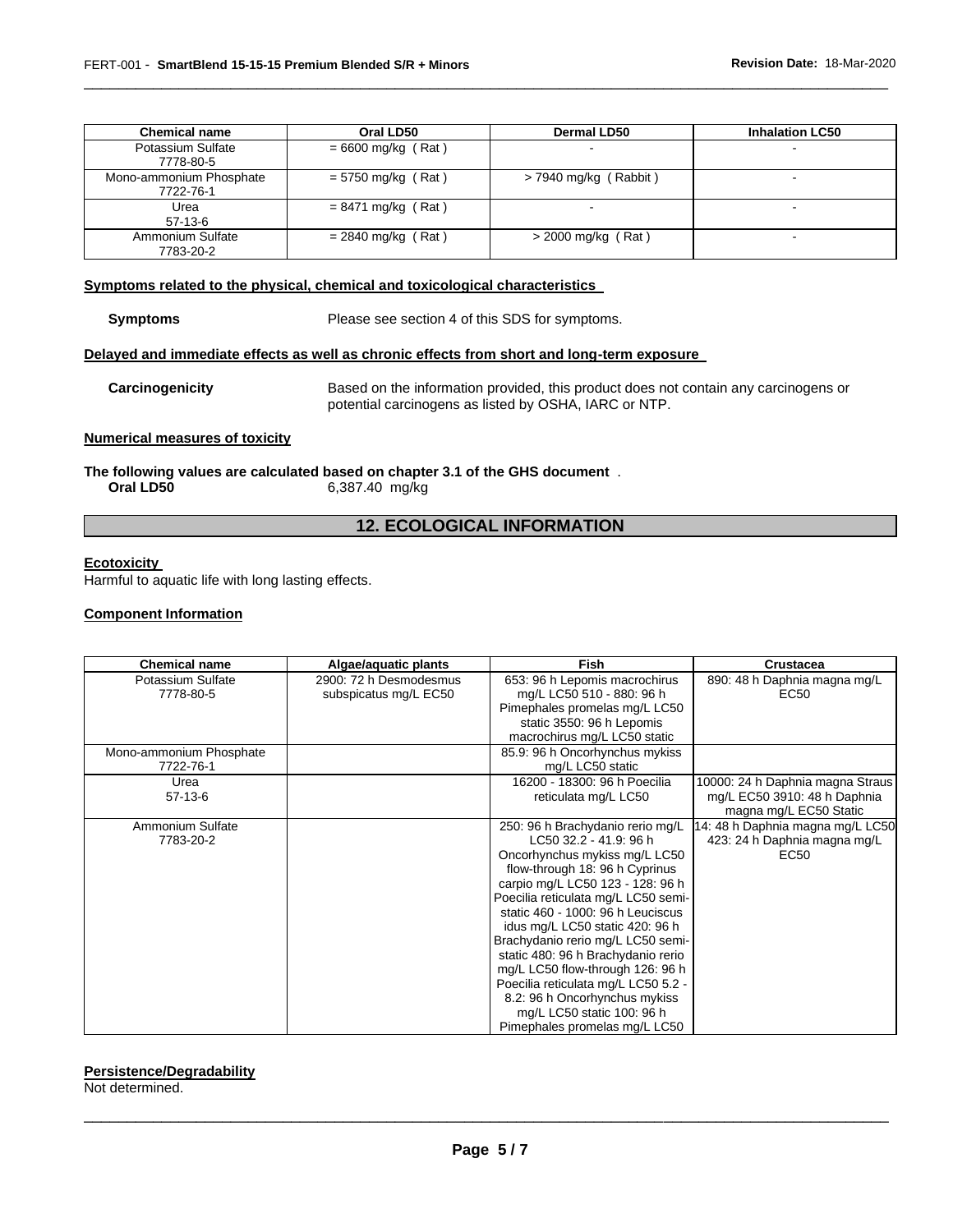| Chemical name | Oral LD50 | Dermal LD50 | Inhalation LC50 |
|---|---|---|---|
| Potassium Sulfate 7778-80-5 | = 6600 mg/kg ( Rat ) | - | - |
| Mono-ammonium Phosphate 7722-76-1 | = 5750 mg/kg ( Rat ) | > 7940 mg/kg ( Rabbit ) | - |
| Urea 57-13-6 | = 8471 mg/kg ( Rat ) | - | - |
| Ammonium Sulfate 7783-20-2 | = 2840 mg/kg ( Rat ) | > 2000 mg/kg ( Rat ) | - |

**Symptoms related to the physical, chemical and toxicological characteristics**

**Symptoms** Please see section 4 of this SDS for symptoms.

**Delayed and immediate effects as well as chronic effects from short and long-term exposure**

**Carcinogenicity** Based on the information provided, this product does not contain any carcinogens or potential carcinogens as listed by OSHA, IARC or NTP.

**Numerical measures of toxicity**

**The following values are calculated based on chapter 3.1 of the GHS document** .

**Oral LD50** 6,387.40 mg/kg

## 12. ECOLOGICAL INFORMATION

**Ecotoxicity**

Harmful to aquatic life with long lasting effects.

**Component Information**

| Chemical name | Algae/aquatic plants | Fish | Crustacea |
|---|---|---|---|
| Potassium Sulfate 7778-80-5 | 2900: 72 h Desmodesmus subspicatus mg/L EC50 | 653: 96 h Lepomis macrochirus mg/L LC50 510 - 880: 96 h Pimephales promelas mg/L LC50 static 3550: 96 h Lepomis macrochirus mg/L LC50 static | 890: 48 h Daphnia magna mg/L EC50 |
| Mono-ammonium Phosphate 7722-76-1 | | 85.9: 96 h Oncorhynchus mykiss mg/L LC50 static | |
| Urea 57-13-6 | | 16200 - 18300: 96 h Poecilia reticulata mg/L LC50 | 10000: 24 h Daphnia magna Straus mg/L EC50 3910: 48 h Daphnia magna mg/L EC50 Static |
| Ammonium Sulfate 7783-20-2 | | 250: 96 h Brachydanio rerio mg/L LC50 32.2 - 41.9: 96 h Oncorhynchus mykiss mg/L LC50 flow-through 18: 96 h Cyprinus carpio mg/L LC50 123 - 128: 96 h Poecilia reticulata mg/L LC50 semi-static 460 - 1000: 96 h Leuciscus idus mg/L LC50 static 420: 96 h Brachydanio rerio mg/L LC50 semi-static 480: 96 h Brachydanio rerio mg/L LC50 flow-through 126: 96 h Poecilia reticulata mg/L LC50 5.2 - 8.2: 96 h Oncorhynchus mykiss mg/L LC50 static 100: 96 h Pimephales promelas mg/L LC50 | 14: 48 h Daphnia magna mg/L LC50 423: 24 h Daphnia magna mg/L EC50 |

**Persistence/Degradability**

Not determined.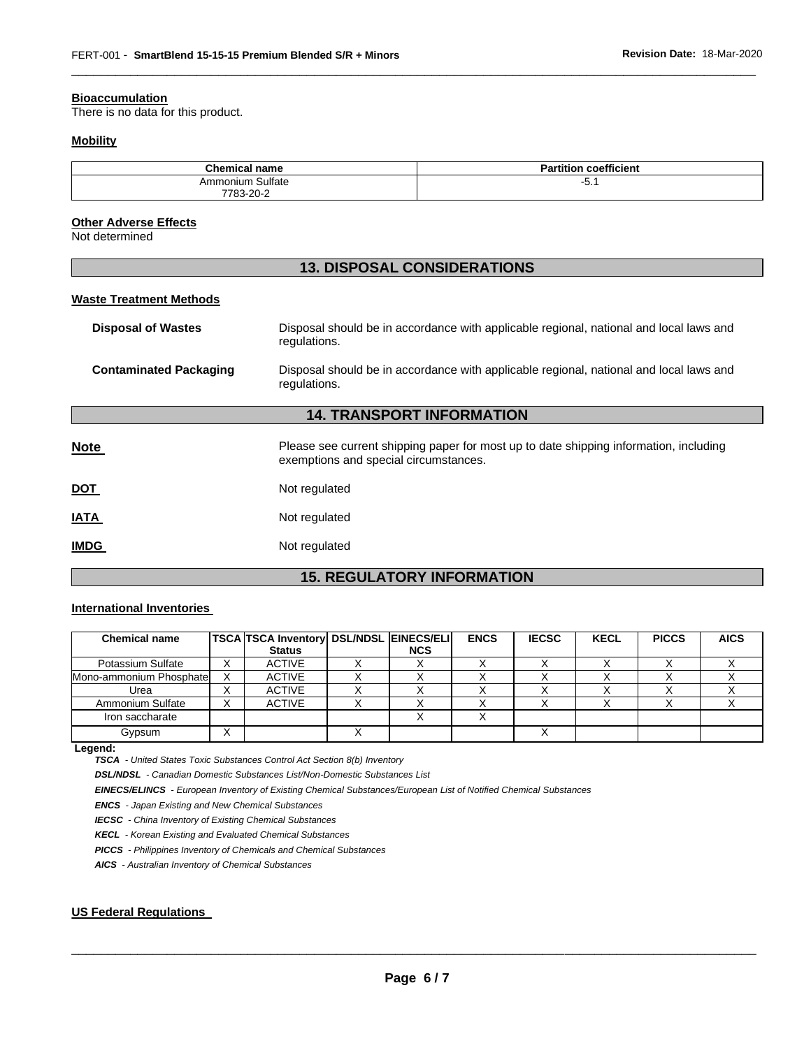#### Bioaccumulation

There is no data for this product.

#### Mobility

| Chemical name | Partition coefficient |
|---|---|
| Ammonium Sulfate 7783-20-2 | -5.1 |

#### Other Adverse Effects

Not determined

## 13. DISPOSAL CONSIDERATIONS

#### Waste Treatment Methods

**Disposal of Wastes** Disposal should be in accordance with applicable regional, national and local laws and regulations.

**Contaminated Packaging** Disposal should be in accordance with applicable regional, national and local laws and regulations.

## 14. TRANSPORT INFORMATION

**Note** Please see current shipping paper for most up to date shipping information, including exemptions and special circumstances.

**DOT** Not regulated

**IATA** Not regulated

**IMDG** Not regulated

## 15. REGULATORY INFORMATION

#### International Inventories

| Chemical name | TSCA | TSCA Inventory Status | DSL/NDSL | EINECS/ELINCS | ENCS | IECSC | KECL | PICCS | AICS |
|---|---|---|---|---|---|---|---|---|---|
| Potassium Sulfate | X | ACTIVE | X | X | X | X | X | X | X |
| Mono-ammonium Phosphate | X | ACTIVE | X | X | X | X | X | X | X |
| Urea | X | ACTIVE | X | X | X | X | X | X | X |
| Ammonium Sulfate | X | ACTIVE | X | X | X | X | X | X | X |
| Iron saccharate | | | | X | X | | | | |
| Gypsum | X | | X | | | X | | | |

**Legend:**

***TSCA*** *- United States Toxic Substances Control Act Section 8(b) Inventory*

***DSL/NDSL*** *- Canadian Domestic Substances List/Non-Domestic Substances List*

***EINECS/ELINCS*** *- European Inventory of Existing Chemical Substances/European List of Notified Chemical Substances*

***ENCS*** *- Japan Existing and New Chemical Substances*

***IECSC*** *- China Inventory of Existing Chemical Substances*

***KECL*** *- Korean Existing and Evaluated Chemical Substances*

***PICCS*** *- Philippines Inventory of Chemicals and Chemical Substances*

***AICS*** *- Australian Inventory of Chemical Substances*

#### US Federal Regulations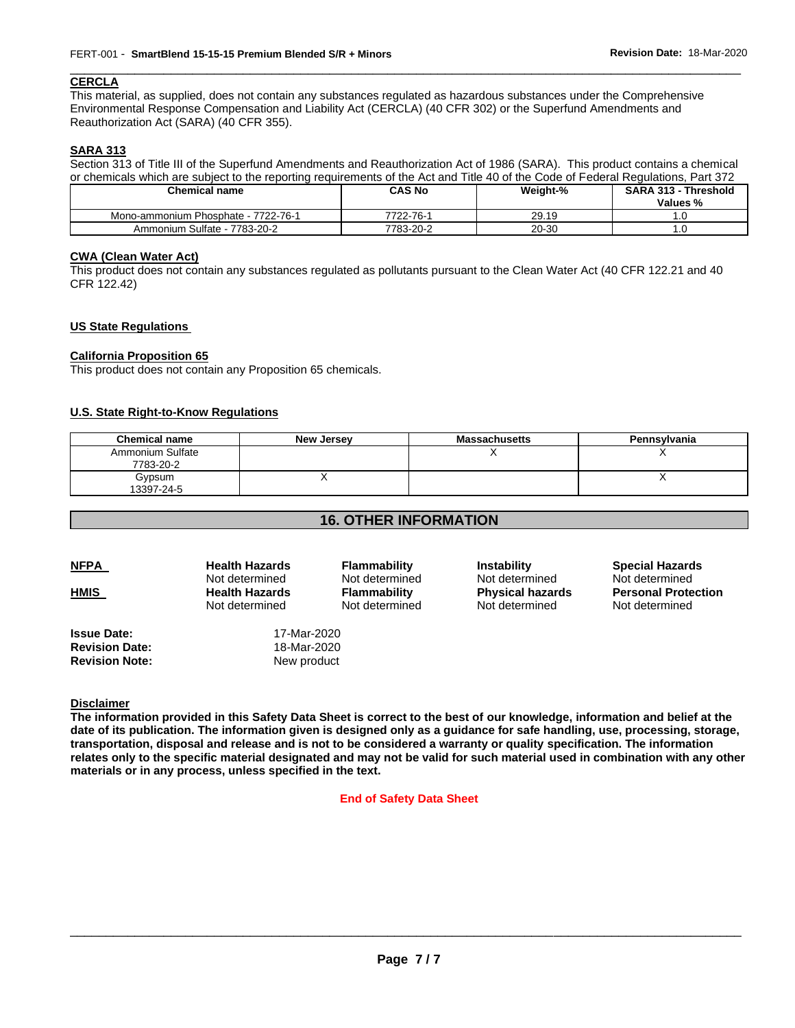**CERCLA**

This material, as supplied, does not contain any substances regulated as hazardous substances under the Comprehensive Environmental Response Compensation and Liability Act (CERCLA) (40 CFR 302) or the Superfund Amendments and Reauthorization Act (SARA) (40 CFR 355).

**SARA 313**

Section 313 of Title III of the Superfund Amendments and Reauthorization Act of 1986 (SARA). This product contains a chemical or chemicals which are subject to the reporting requirements of the Act and Title 40 of the Code of Federal Regulations, Part 372

| Chemical name | CAS No | Weight-% | SARA 313 - Threshold Values % |
|---|---|---|---|
| Mono-ammonium Phosphate - 7722-76-1 | 7722-76-1 | 29.19 | 1.0 |
| Ammonium Sulfate - 7783-20-2 | 7783-20-2 | 20-30 | 1.0 |

**CWA (Clean Water Act)**

This product does not contain any substances regulated as pollutants pursuant to the Clean Water Act (40 CFR 122.21 and 40 CFR 122.42)

**US State Regulations**

**California Proposition 65**

This product does not contain any Proposition 65 chemicals.

**U.S. State Right-to-Know Regulations**

| Chemical name | New Jersey | Massachusetts | Pennsylvania |
|---|---|---|---|
| Ammonium Sulfate 7783-20-2 | | X | X |
| Gypsum 13397-24-5 | X | | X |

## 16. OTHER INFORMATION

| | | | | |
|---|---|---|---|---|
| **NFPA** | **Health Hazards** Not determined | **Flammability** Not determined | **Instability** Not determined | **Special Hazards** Not determined |
| **HMIS** | **Health Hazards** Not determined | **Flammability** Not determined | **Physical hazards** Not determined | **Personal Protection** Not determined |

**Issue Date:** 17-Mar-2020
**Revision Date:** 18-Mar-2020
**Revision Note:** New product

**Disclaimer**

**The information provided in this Safety Data Sheet is correct to the best of our knowledge, information and belief at the date of its publication. The information given is designed only as a guidance for safe handling, use, processing, storage, transportation, disposal and release and is not to be considered a warranty or quality specification. The information relates only to the specific material designated and may not be valid for such material used in combination with any other materials or in any process, unless specified in the text.**

**End of Safety Data Sheet**